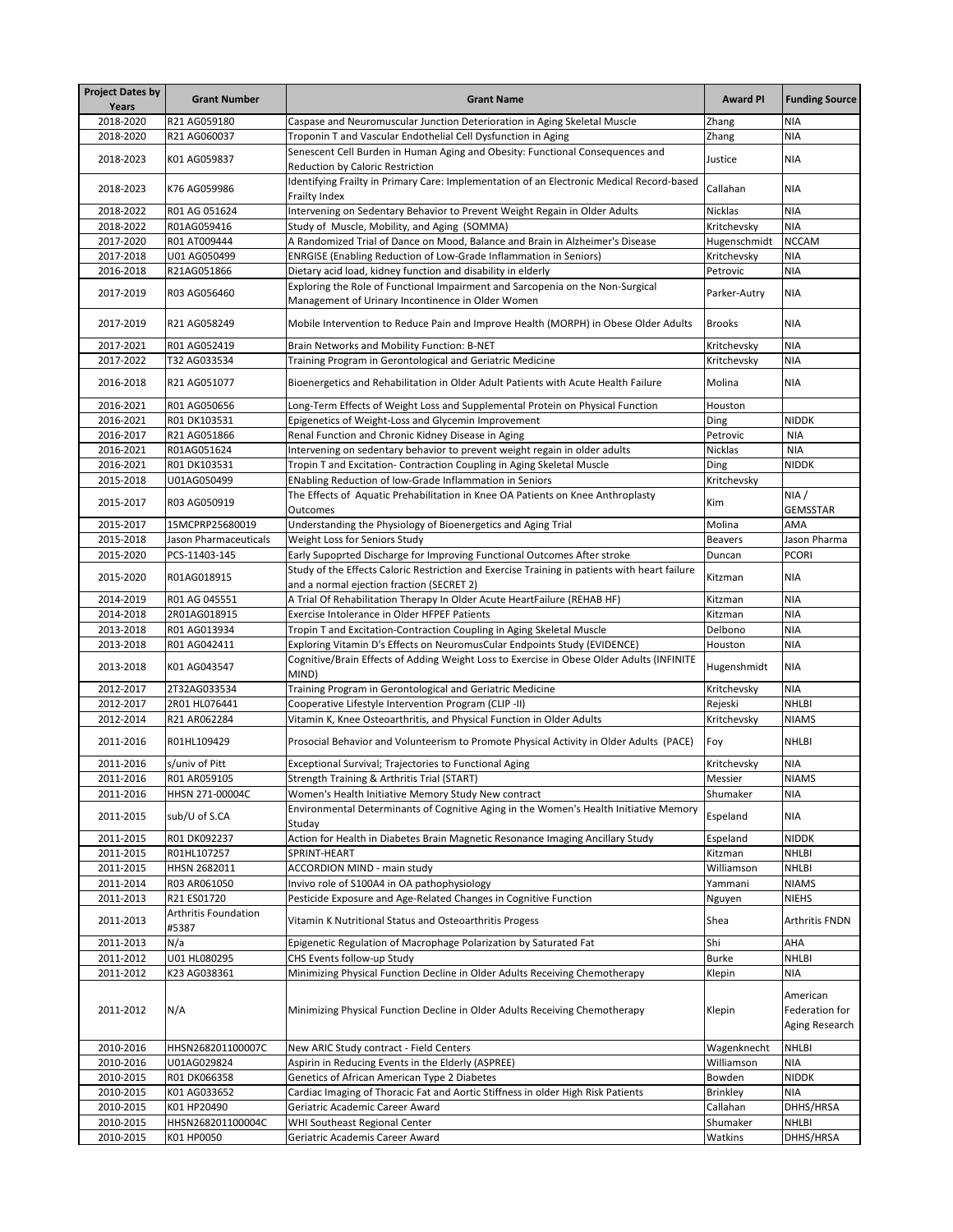| Project Dates by Years | Grant Number | Grant Name | Award PI | Funding Source |
| --- | --- | --- | --- | --- |
| 2018-2020 | R21 AG059180 | Caspase and Neuromuscular Junction Deterioration in Aging Skeletal Muscle | Zhang | NIA |
| 2018-2020 | R21 AG060037 | Troponin T and Vascular Endothelial Cell Dysfunction in Aging | Zhang | NIA |
| 2018-2023 | K01 AG059837 | Senescent Cell Burden in Human Aging and Obesity: Functional Consequences and Reduction by Caloric Restriction | Justice | NIA |
| 2018-2023 | K76 AG059986 | Identifying Frailty in Primary Care: Implementation of an Electronic Medical Record-based Frailty Index | Callahan | NIA |
| 2018-2022 | R01 AG 051624 | Intervening on Sedentary Behavior to Prevent Weight Regain in Older Adults | Nicklas | NIA |
| 2018-2022 | R01AG059416 | Study of Muscle, Mobility, and Aging (SOMMA) | Kritchevsky | NIA |
| 2017-2020 | R01 AT009444 | A Randomized Trial of Dance on Mood, Balance and Brain in Alzheimer's Disease | Hugenschmidt | NCCAM |
| 2017-2018 | U01 AG050499 | ENRGISE (Enabling Reduction of Low-Grade Inflammation in Seniors) | Kritchevsky | NIA |
| 2016-2018 | R21AG051866 | Dietary acid load, kidney function and disability in elderly | Petrovic | NIA |
| 2017-2019 | R03 AG056460 | Exploring the Role of Functional Impairment and Sarcopenia on the Non-Surgical Management of Urinary Incontinence in Older Women | Parker-Autry | NIA |
| 2017-2019 | R21 AG058249 | Mobile Intervention to Reduce Pain and Improve Health (MORPH) in Obese Older Adults | Brooks | NIA |
| 2017-2021 | R01 AG052419 | Brain Networks and Mobility Function: B-NET | Kritchevsky | NIA |
| 2017-2022 | T32 AG033534 | Training Program in Gerontological and Geriatric Medicine | Kritchevsky | NIA |
| 2016-2018 | R21 AG051077 | Bioenergetics and Rehabilitation in Older Adult Patients with Acute Health Failure | Molina | NIA |
| 2016-2021 | R01 AG050656 | Long-Term Effects of Weight Loss and Supplemental Protein on Physical Function | Houston | |
| 2016-2021 | R01 DK103531 | Epigenetics of Weight-Loss and Glycemin Improvement | Ding | NIDDK |
| 2016-2017 | R21 AG051866 | Renal Function and Chronic Kidney Disease in Aging | Petrovic | NIA |
| 2016-2021 | R01AG051624 | Intervening on sedentary behavior to prevent weight regain in older adults | Nicklas | NIA |
| 2016-2021 | R01 DK103531 | Tropin T and Excitation- Contraction Coupling in Aging Skeletal Muscle | Ding | NIDDK |
| 2015-2018 | U01AG050499 | ENabling Reduction of low-Grade Inflammation in Seniors | Kritchevsky | |
| 2015-2017 | R03 AG050919 | The Effects of Aquatic Prehabilitation in Knee OA Patients on Knee Anthroplasty Outcomes | Kim | NIA / GEMSSTAR |
| 2015-2017 | 15MCPRP25680019 | Understanding the Physiology of Bioenergetics and Aging Trial | Molina | AMA |
| 2015-2018 | Jason Pharmaceuticals | Weight Loss for Seniors Study | Beavers | Jason Pharma |
| 2015-2020 | PCS-11403-145 | Early Supoprted Discharge for Improving Functional Outcomes After stroke | Duncan | PCORI |
| 2015-2020 | R01AG018915 | Study of the Effects Caloric Restriction and Exercise Training in patients with heart failure and a normal ejection fraction (SECRET 2) | Kitzman | NIA |
| 2014-2019 | R01 AG 045551 | A Trial Of Rehabilitation Therapy In Older Acute HeartFailure (REHAB HF) | Kitzman | NIA |
| 2014-2018 | 2R01AG018915 | Exercise Intolerance in Older HFPEF Patients | Kitzman | NIA |
| 2013-2018 | R01 AG013934 | Tropin T and Excitation-Contraction Coupling in Aging Skeletal Muscle | Delbono | NIA |
| 2013-2018 | R01 AG042411 | Exploring Vitamin D's Effects on NeuromusCular Endpoints Study (EVIDENCE) | Houston | NIA |
| 2013-2018 | K01 AG043547 | Cognitive/Brain Effects of Adding Weight Loss to Exercise in Obese Older Adults (INFINITE MIND) | Hugenshmidt | NIA |
| 2012-2017 | 2T32AG033534 | Training Program in Gerontological and Geriatric Medicine | Kritchevsky | NIA |
| 2012-2017 | 2R01 HL076441 | Cooperative Lifestyle Intervention Program (CLIP -II) | Rejeski | NHLBI |
| 2012-2014 | R21 AR062284 | Vitamin K, Knee Osteoarthritis, and Physical Function in Older Adults | Kritchevsky | NIAMS |
| 2011-2016 | R01HL109429 | Prosocial Behavior and Volunteerism to Promote Physical Activity in Older Adults (PACE) | Foy | NHLBI |
| 2011-2016 | s/univ of Pitt | Exceptional Survival; Trajectories to Functional Aging | Kritchevsky | NIA |
| 2011-2016 | R01 AR059105 | Strength Training & Arthritis Trial (START) | Messier | NIAMS |
| 2011-2016 | HHSN 271-00004C | Women's Health Initiative Memory Study New contract | Shumaker | NIA |
| 2011-2015 | sub/U of S.CA | Environmental Determinants of Cognitive Aging in the Women's Health Initiative Memory Studay | Espeland | NIA |
| 2011-2015 | R01 DK092237 | Action for Health in Diabetes Brain Magnetic Resonance Imaging Ancillary Study | Espeland | NIDDK |
| 2011-2015 | R01HL107257 | SPRINT-HEART | Kitzman | NHLBI |
| 2011-2015 | HHSN 2682011 | ACCORDION MIND - main study | Williamson | NHLBI |
| 2011-2014 | R03 AR061050 | Invivo role of S100A4 in OA pathophysiology | Yammani | NIAMS |
| 2011-2013 | R21 ES01720 | Pesticide Exposure and Age-Related Changes in Cognitive Function | Nguyen | NIEHS |
| 2011-2013 | Arthritis Foundation #5387 | Vitamin K Nutritional Status and Osteoarthritis Progess | Shea | Arthritis FNDN |
| 2011-2013 | N/a | Epigenetic Regulation of Macrophage Polarization by Saturated Fat | Shi | AHA |
| 2011-2012 | U01 HL080295 | CHS Events follow-up Study | Burke | NHLBI |
| 2011-2012 | K23 AG038361 | Minimizing Physical Function Decline in Older Adults Receiving Chemotherapy | Klepin | NIA |
| 2011-2012 | N/A | Minimizing Physical Function Decline in Older Adults Receiving Chemotherapy | Klepin | American Federation for Aging Research |
| 2010-2016 | HHSN268201100007C | New ARIC Study contract - Field Centers | Wagenknecht | NHLBI |
| 2010-2016 | U01AG029824 | Aspirin in Reducing Events in the Elderly (ASPREE) | Williamson | NIA |
| 2010-2015 | R01 DK066358 | Genetics of African American Type 2 Diabetes | Bowden | NIDDK |
| 2010-2015 | K01 AG033652 | Cardiac Imaging of Thoracic Fat and Aortic Stiffness in older High Risk Patients | Brinkley | NIA |
| 2010-2015 | K01 HP20490 | Geriatric Academic Career Award | Callahan | DHHS/HRSA |
| 2010-2015 | HHSN268201100004C | WHI Southeast Regional Center | Shumaker | NHLBI |
| 2010-2015 | K01 HP0050 | Geriatric Academis Career Award | Watkins | DHHS/HRSA |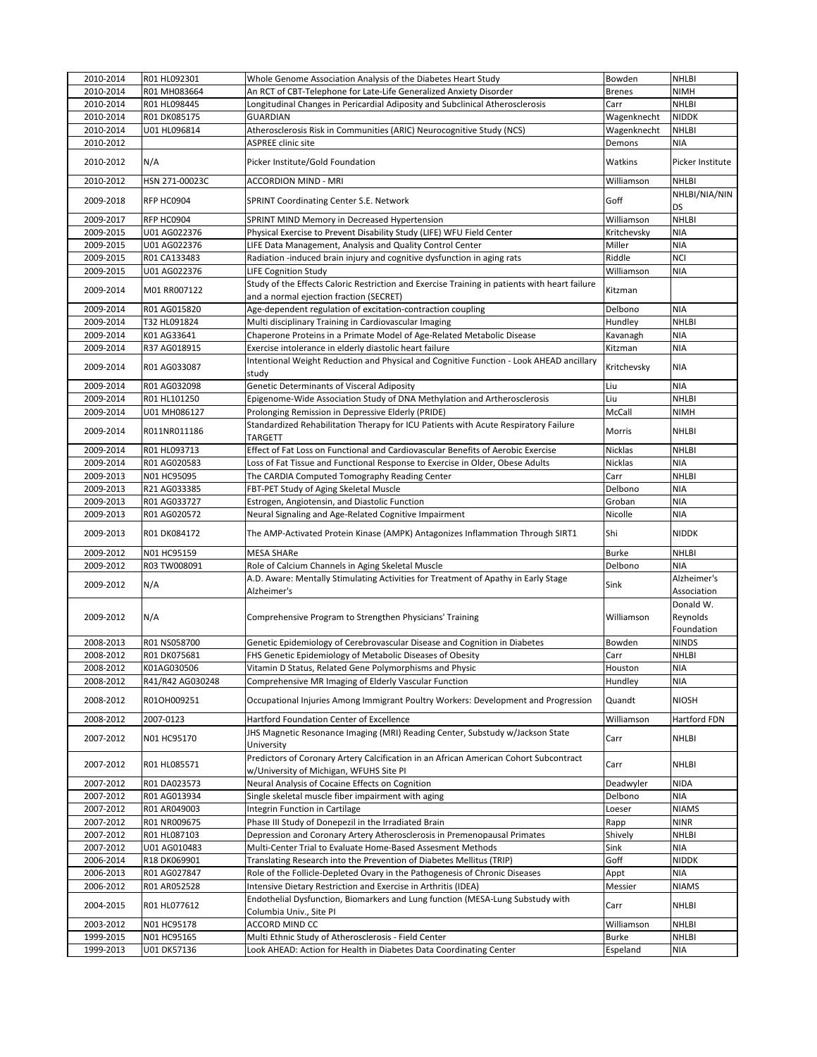| | | | | |
|---|---|---|---|---|
| 2010-2014 | R01 HL092301 | Whole Genome Association Analysis of the Diabetes Heart Study | Bowden | NHLBI |
| 2010-2014 | R01 MH083664 | An RCT of CBT-Telephone for Late-Life Generalized Anxiety Disorder | Brenes | NIMH |
| 2010-2014 | R01 HL098445 | Longitudinal Changes in Pericardial Adiposity and Subclinical Atherosclerosis | Carr | NHLBI |
| 2010-2014 | R01 DK085175 | GUARDIAN | Wagenknecht | NIDDK |
| 2010-2014 | U01 HL096814 | Atherosclerosis Risk in Communities (ARIC) Neurocognitive Study (NCS) | Wagenknecht | NHLBI |
| 2010-2012 | | ASPREE clinic site | Demons | NIA |
| 2010-2012 | N/A | Picker Institute/Gold Foundation | Watkins | Picker Institute |
| 2010-2012 | HSN 271-00023C | ACCORDION MIND - MRI | Williamson | NHLBI |
| 2009-2018 | RFP HC0904 | SPRINT Coordinating Center S.E. Network | Goff | NHLBI/NIA/NINDS |
| 2009-2017 | RFP HC0904 | SPRINT MIND Memory in Decreased Hypertension | Williamson | NHLBI |
| 2009-2015 | U01 AG022376 | Physical Exercise to Prevent Disability Study (LIFE) WFU Field Center | Kritchevsky | NIA |
| 2009-2015 | U01 AG022376 | LIFE Data Management, Analysis and Quality Control Center | Miller | NIA |
| 2009-2015 | R01 CA133483 | Radiation -induced brain injury and cognitive dysfunction in aging rats | Riddle | NCI |
| 2009-2015 | U01 AG022376 | LIFE Cognition Study | Williamson | NIA |
| 2009-2014 | M01 RR007122 | Study of the Effects Caloric Restriction and Exercise Training in patients with heart failure and a normal ejection fraction (SECRET) | Kitzman | |
| 2009-2014 | R01 AG015820 | Age-dependent regulation of excitation-contraction coupling | Delbono | NIA |
| 2009-2014 | T32 HL091824 | Multi disciplinary Training in Cardiovascular Imaging | Hundley | NHLBI |
| 2009-2014 | K01 AG33641 | Chaperone Proteins in a Primate Model of Age-Related Metabolic Disease | Kavanagh | NIA |
| 2009-2014 | R37 AG018915 | Exercise intolerance in elderly diastolic heart failure | Kitzman | NIA |
| 2009-2014 | R01 AG033087 | Intentional Weight Reduction and Physical and Cognitive Function - Look AHEAD ancillary study | Kritchevsky | NIA |
| 2009-2014 | R01 AG032098 | Genetic Determinants of Visceral Adiposity | Liu | NIA |
| 2009-2014 | R01 HL101250 | Epigenome-Wide Association Study of DNA Methylation and Artherosclerosis | Liu | NHLBI |
| 2009-2014 | U01 MH086127 | Prolonging Remission in Depressive Elderly (PRIDE) | McCall | NIMH |
| 2009-2014 | R011NR011186 | Standardized Rehabilitation Therapy for ICU Patients with Acute Respiratory Failure TARGETT | Morris | NHLBI |
| 2009-2014 | R01 HL093713 | Effect of Fat Loss on Functional and Cardiovascular Benefits of Aerobic Exercise | Nicklas | NHLBI |
| 2009-2014 | R01 AG020583 | Loss of Fat Tissue and Functional Response to Exercise in Older, Obese Adults | Nicklas | NIA |
| 2009-2013 | N01 HC95095 | The CARDIA Computed Tomography Reading Center | Carr | NHLBI |
| 2009-2013 | R21 AG033385 | FBT-PET Study of Aging Skeletal Muscle | Delbono | NIA |
| 2009-2013 | R01 AG033727 | Estrogen, Angiotensin, and Diastolic Function | Groban | NIA |
| 2009-2013 | R01 AG020572 | Neural Signaling and Age-Related Cognitive Impairment | Nicolle | NIA |
| 2009-2013 | R01 DK084172 | The AMP-Activated Protein Kinase (AMPK) Antagonizes Inflammation Through SIRT1 | Shi | NIDDK |
| 2009-2012 | N01 HC95159 | MESA SHARe | Burke | NHLBI |
| 2009-2012 | R03 TW008091 | Role of Calcium Channels in Aging Skeletal Muscle | Delbono | NIA |
| 2009-2012 | N/A | A.D. Aware: Mentally Stimulating Activities for Treatment of Apathy in Early Stage Alzheimer's | Sink | Alzheimer's Association |
| 2009-2012 | N/A | Comprehensive Program to Strengthen Physicians' Training | Williamson | Donald W. Reynolds Foundation |
| 2008-2013 | R01 NS058700 | Genetic Epidemiology of Cerebrovascular Disease and Cognition in Diabetes | Bowden | NINDS |
| 2008-2012 | R01 DK075681 | FHS Genetic Epidemiology of Metabolic Diseases of Obesity | Carr | NHLBI |
| 2008-2012 | K01AG030506 | Vitamin D Status, Related Gene Polymorphisms and Physic | Houston | NIA |
| 2008-2012 | R41/R42 AG030248 | Comprehensive MR Imaging of Elderly Vascular Function | Hundley | NIA |
| 2008-2012 | R01OH009251 | Occupational Injuries Among Immigrant Poultry Workers: Development and Progression | Quandt | NIOSH |
| 2008-2012 | 2007-0123 | Hartford Foundation Center of Excellence | Williamson | Hartford FDN |
| 2007-2012 | N01 HC95170 | JHS Magnetic Resonance Imaging (MRI) Reading Center, Substudy w/Jackson State University | Carr | NHLBI |
| 2007-2012 | R01 HL085571 | Predictors of Coronary Artery Calcification in an African American Cohort Subcontract w/University of Michigan, WFUHS Site PI | Carr | NHLBI |
| 2007-2012 | R01 DA023573 | Neural Analysis of Cocaine Effects on Cognition | Deadwyler | NIDA |
| 2007-2012 | R01 AG013934 | Single skeletal muscle fiber impairment with aging | Delbono | NIA |
| 2007-2012 | R01 AR049003 | Integrin Function in Cartilage | Loeser | NIAMS |
| 2007-2012 | R01 NR009675 | Phase III Study of Donepezil in the Irradiated Brain | Rapp | NINR |
| 2007-2012 | R01 HL087103 | Depression and Coronary Artery Atherosclerosis in Premenopausal Primates | Shively | NHLBI |
| 2007-2012 | U01 AG010483 | Multi-Center Trial to Evaluate Home-Based Assesment Methods | Sink | NIA |
| 2006-2014 | R18 DK069901 | Translating Research into the Prevention of Diabetes Mellitus (TRIP) | Goff | NIDDK |
| 2006-2013 | R01 AG027847 | Role of the Follicle-Depleted Ovary in the Pathogenesis of Chronic Diseases | Appt | NIA |
| 2006-2012 | R01 AR052528 | Intensive Dietary Restriction and Exercise in Arthritis (IDEA) | Messier | NIAMS |
| 2004-2015 | R01 HL077612 | Endothelial Dysfunction, Biomarkers and Lung function (MESA-Lung Substudy with Columbia Univ., Site PI | Carr | NHLBI |
| 2003-2012 | N01 HC95178 | ACCORD MIND CC | Williamson | NHLBI |
| 1999-2015 | N01 HC95165 | Multi Ethnic Study of Atherosclerosis - Field Center | Burke | NHLBI |
| 1999-2013 | U01 DK57136 | Look AHEAD: Action for Health in Diabetes Data Coordinating Center | Espeland | NIA |